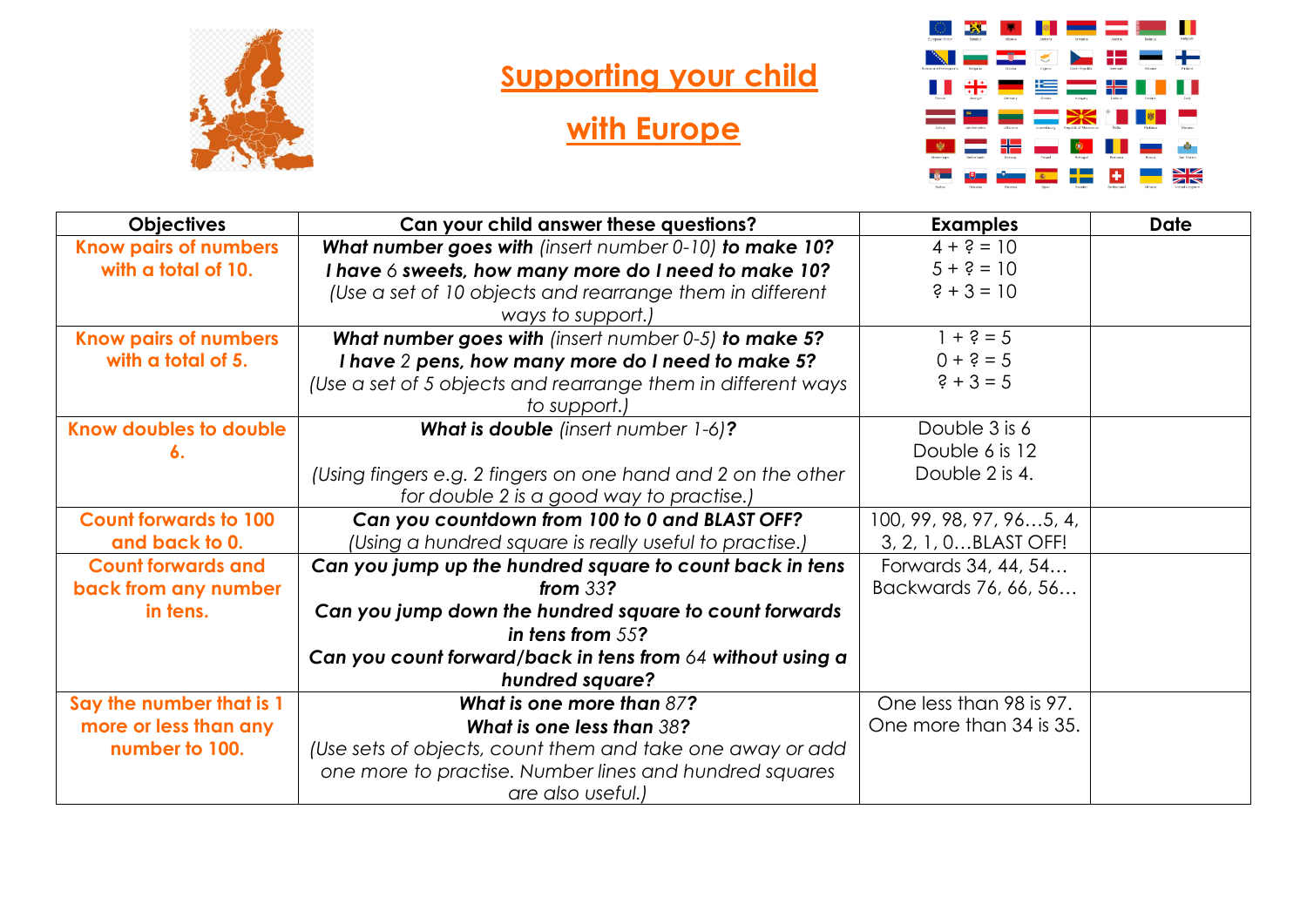# Supporting your child with Europe

| Objectives | Can your child answer these questions? | Examples | Date |
|---|---|---|---|
| Know pairs of numbers with a total of 10. | ***What number goes with*** *(insert number 0-10)* ***to make 10?*** ***I have*** *6* ***sweets, how many more do I need to make 10?*** *(Use a set of 10 objects and rearrange them in different ways to support.)* | 4 + ? = 10<br>5 + ? = 10<br>? + 3 = 10 | |
| Know pairs of numbers with a total of 5. | ***What number goes with*** *(insert number 0-5)* ***to make 5?*** ***I have*** *2* ***pens, how many more do I need to make 5?*** *(Use a set of 5 objects and rearrange them in different ways to support.)* | 1 + ? = 5<br>0 + ? = 5<br>? + 3 = 5 | |
| Know doubles to double 6. | ***What is double*** *(insert number 1-6)****?*** *(Using fingers e.g. 2 fingers on one hand and 2 on the other for double 2 is a good way to practise.)* | Double 3 is 6<br>Double 6 is 12<br>Double 2 is 4. | |
| Count forwards to 100 and back to 0. | ***Can you countdown from 100 to 0 and BLAST OFF?*** *(Using a hundred square is really useful to practise.)* | 100, 99, 98, 97, 96…5, 4, 3, 2, 1, 0…BLAST OFF! | |
| Count forwards and back from any number in tens. | ***Can you jump up the hundred square to count back in tens from*** *33****?*** ***Can you jump down the hundred square to count forwards in tens from*** *55****?*** ***Can you count forward/back in tens from*** *64* ***without using a hundred square?*** | Forwards 34, 44, 54…<br>Backwards 76, 66, 56… | |
| Say the number that is 1 more or less than any number to 100. | ***What is one more than*** *87****?*** ***What is one less than*** *38****?*** *(Use sets of objects, count them and take one away or add one more to practise. Number lines and hundred squares are also useful.)* | One less than 98 is 97.<br>One more than 34 is 35. | |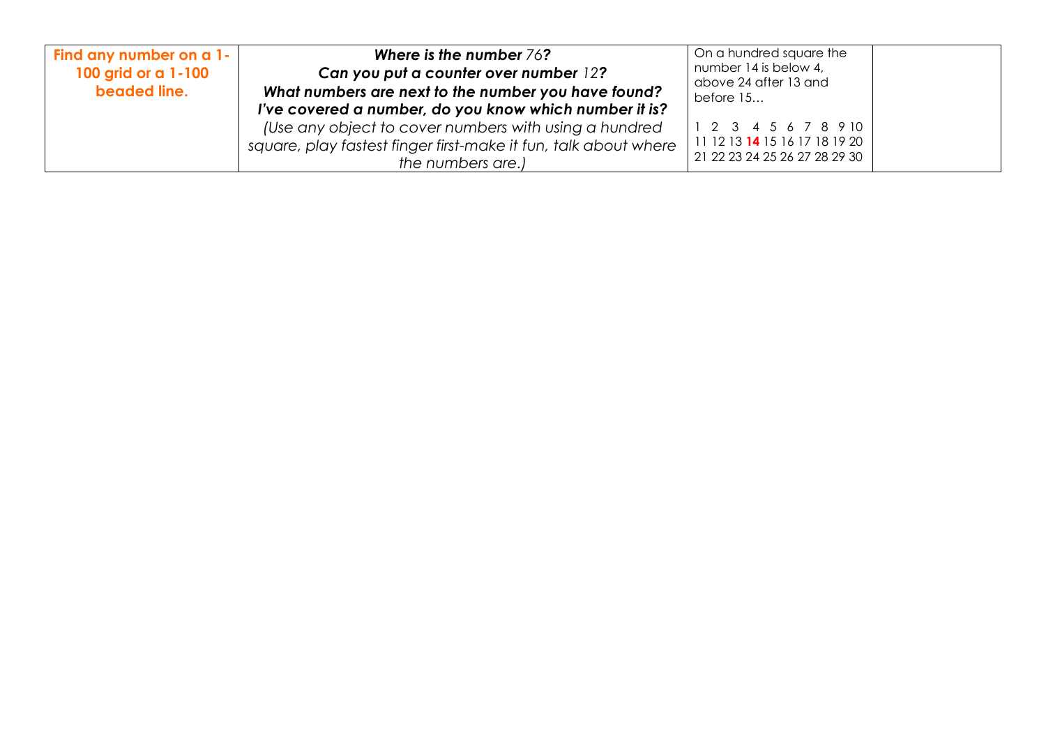| | | | |
|---|---|---|---|
| **Find any number on a 1-100 grid or a 1-100 beaded line.** | ***Where is the number*** *76****?*** <br> ***Can you put a counter over number*** *12****?*** <br> ***What numbers are next to the number you have found?*** <br> ***I've covered a number, do you know which number it is?*** <br> *(Use any object to cover numbers with using a hundred square, play fastest finger first-make it fun, talk about where the numbers are.)* | On a hundred square the number 14 is below 4, above 24 after 13 and before 15… <br><br> 1 2 3 4 5 6 7 8 9 10 <br> 11 12 13 **14** 15 16 17 18 19 20 <br> 21 22 23 24 25 26 27 28 29 30 | |